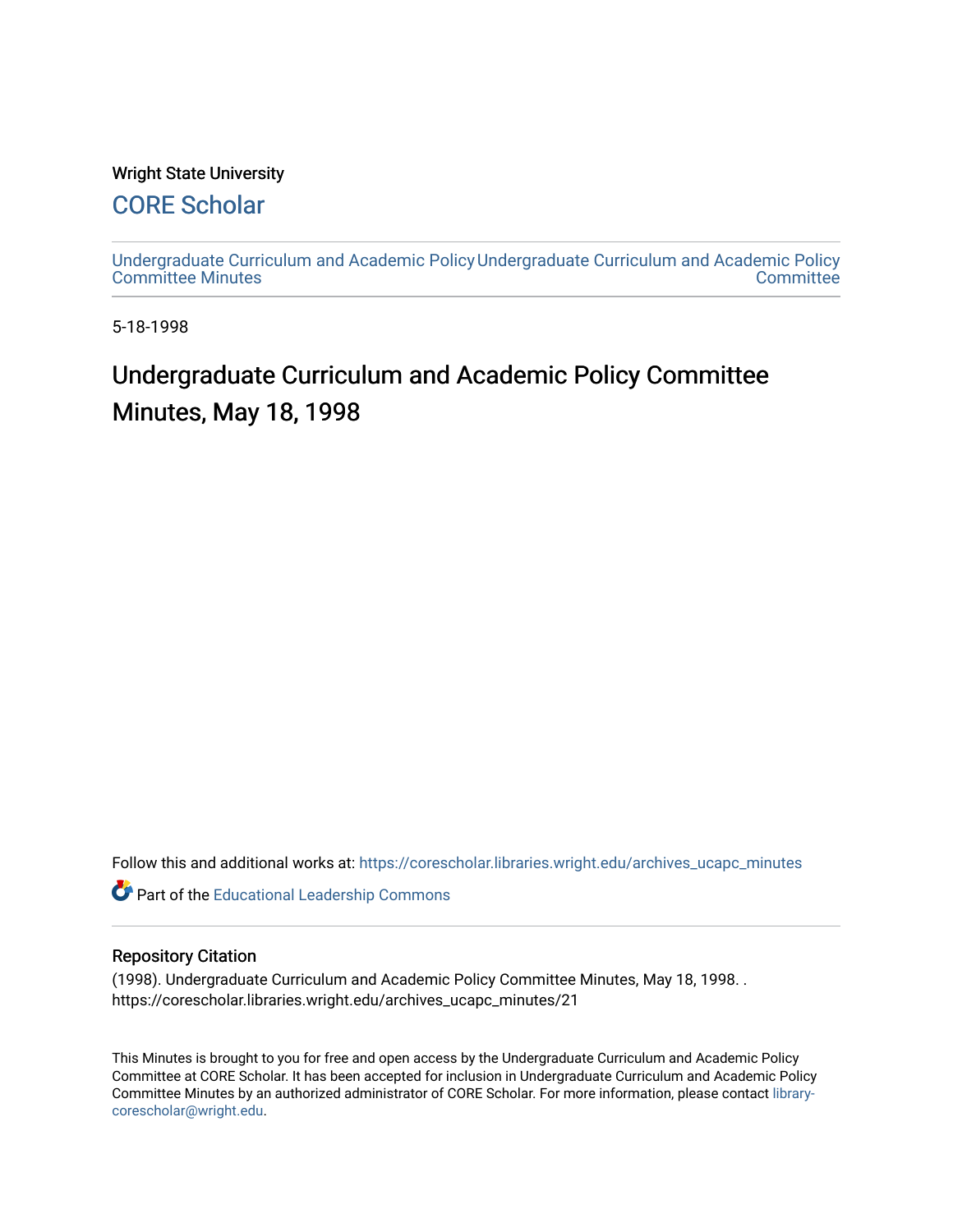Wright State University

# CORE Scholar

Undergraduate Curriculum and Academic Policy Committee Minutes

Undergraduate Curriculum and Academic Policy Committee

5-18-1998

# Undergraduate Curriculum and Academic Policy Committee Minutes, May 18, 1998

Follow this and additional works at: https://corescholar.libraries.wright.edu/archives_ucapc_minutes

Part of the Educational Leadership Commons

## Repository Citation

(1998). Undergraduate Curriculum and Academic Policy Committee Minutes, May 18, 1998. . https://corescholar.libraries.wright.edu/archives_ucapc_minutes/21

This Minutes is brought to you for free and open access by the Undergraduate Curriculum and Academic Policy Committee at CORE Scholar. It has been accepted for inclusion in Undergraduate Curriculum and Academic Policy Committee Minutes by an authorized administrator of CORE Scholar. For more information, please contact library-corescholar@wright.edu.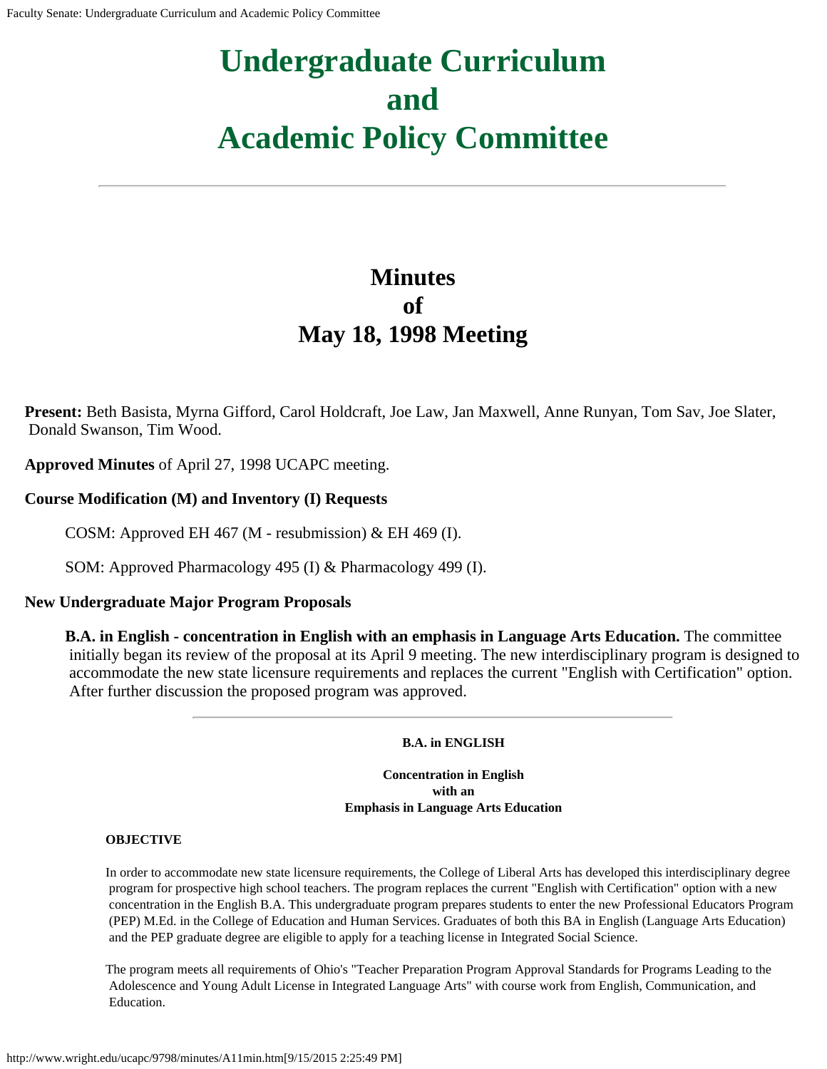# Undergraduate Curriculum and Academic Policy Committee

---

## Minutes of May 18, 1998 Meeting

**Present:** Beth Basista, Myrna Gifford, Carol Holdcraft, Joe Law, Jan Maxwell, Anne Runyan, Tom Sav, Joe Slater, Donald Swanson, Tim Wood.

**Approved Minutes** of April 27, 1998 UCAPC meeting.

**Course Modification (M) and Inventory (I) Requests**

COSM: Approved EH 467 (M - resubmission) & EH 469 (I).

SOM: Approved Pharmacology 495 (I) & Pharmacology 499 (I).

**New Undergraduate Major Program Proposals**

**B.A. in English - concentration in English with an emphasis in Language Arts Education.** The committee initially began its review of the proposal at its April 9 meeting. The new interdisciplinary program is designed to accommodate the new state licensure requirements and replaces the current "English with Certification" option. After further discussion the proposed program was approved.

---

**B.A. in ENGLISH**

**Concentration in English with an Emphasis in Language Arts Education**

**OBJECTIVE**

In order to accommodate new state licensure requirements, the College of Liberal Arts has developed this interdisciplinary degree program for prospective high school teachers. The program replaces the current "English with Certification" option with a new concentration in the English B.A. This undergraduate program prepares students to enter the new Professional Educators Program (PEP) M.Ed. in the College of Education and Human Services. Graduates of both this BA in English (Language Arts Education) and the PEP graduate degree are eligible to apply for a teaching license in Integrated Social Science.

The program meets all requirements of Ohio's "Teacher Preparation Program Approval Standards for Programs Leading to the Adolescence and Young Adult License in Integrated Language Arts" with course work from English, Communication, and Education.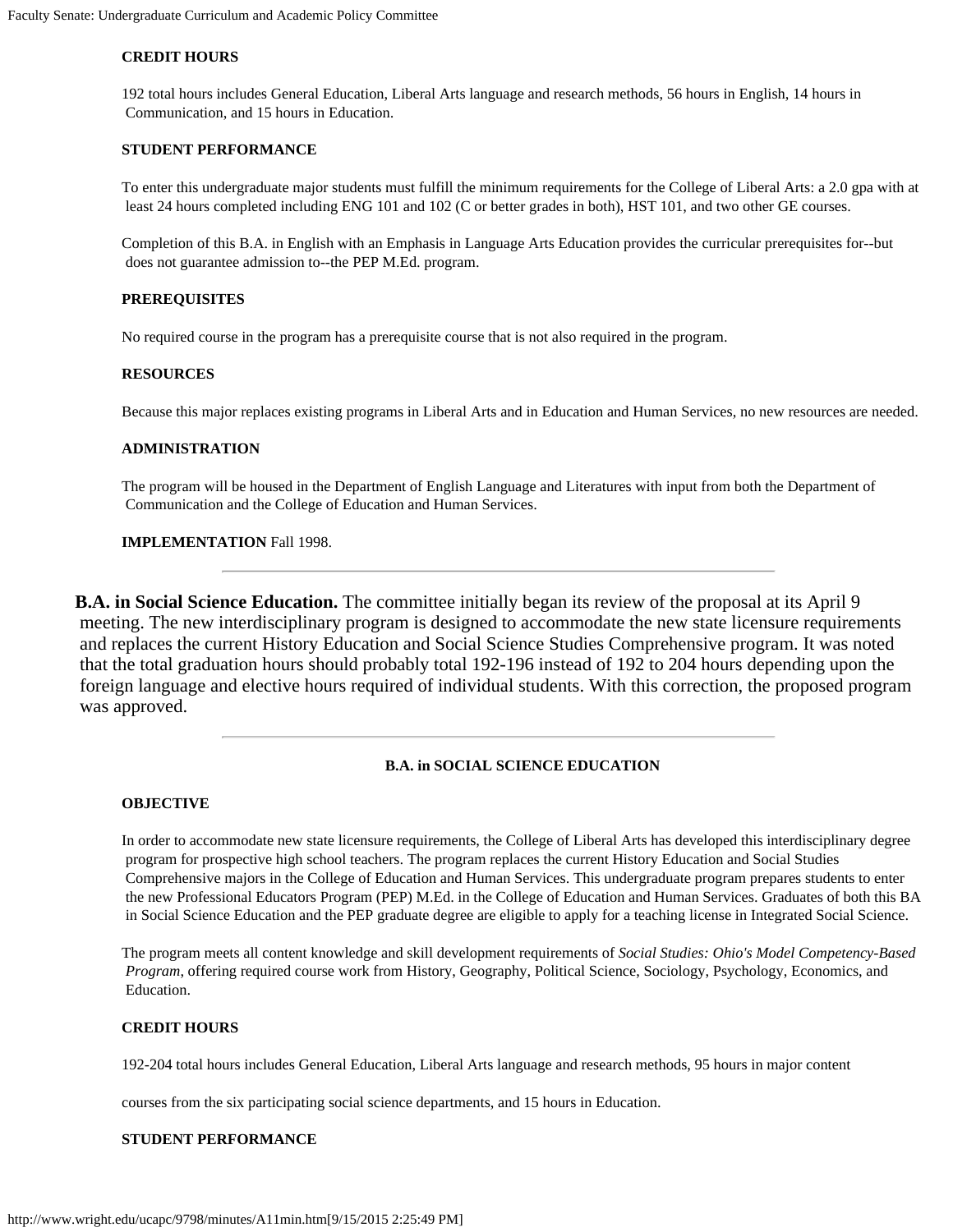#### CREDIT HOURS

192 total hours includes General Education, Liberal Arts language and research methods, 56 hours in English, 14 hours in Communication, and 15 hours in Education.

#### STUDENT PERFORMANCE

To enter this undergraduate major students must fulfill the minimum requirements for the College of Liberal Arts: a 2.0 gpa with at least 24 hours completed including ENG 101 and 102 (C or better grades in both), HST 101, and two other GE courses.

Completion of this B.A. in English with an Emphasis in Language Arts Education provides the curricular prerequisites for--but does not guarantee admission to--the PEP M.Ed. program.

#### PREREQUISITES

No required course in the program has a prerequisite course that is not also required in the program.

#### RESOURCES

Because this major replaces existing programs in Liberal Arts and in Education and Human Services, no new resources are needed.

#### ADMINISTRATION

The program will be housed in the Department of English Language and Literatures with input from both the Department of Communication and the College of Education and Human Services.

**IMPLEMENTATION** Fall 1998.

---

**B.A. in Social Science Education.** The committee initially began its review of the proposal at its April 9 meeting. The new interdisciplinary program is designed to accommodate the new state licensure requirements and replaces the current History Education and Social Science Studies Comprehensive program. It was noted that the total graduation hours should probably total 192-196 instead of 192 to 204 hours depending upon the foreign language and elective hours required of individual students. With this correction, the proposed program was approved.

---

### B.A. in SOCIAL SCIENCE EDUCATION

#### OBJECTIVE

In order to accommodate new state licensure requirements, the College of Liberal Arts has developed this interdisciplinary degree program for prospective high school teachers. The program replaces the current History Education and Social Studies Comprehensive majors in the College of Education and Human Services. This undergraduate program prepares students to enter the new Professional Educators Program (PEP) M.Ed. in the College of Education and Human Services. Graduates of both this BA in Social Science Education and the PEP graduate degree are eligible to apply for a teaching license in Integrated Social Science.

The program meets all content knowledge and skill development requirements of *Social Studies: Ohio's Model Competency-Based Program*, offering required course work from History, Geography, Political Science, Sociology, Psychology, Economics, and Education.

#### CREDIT HOURS

192-204 total hours includes General Education, Liberal Arts language and research methods, 95 hours in major content courses from the six participating social science departments, and 15 hours in Education.

#### STUDENT PERFORMANCE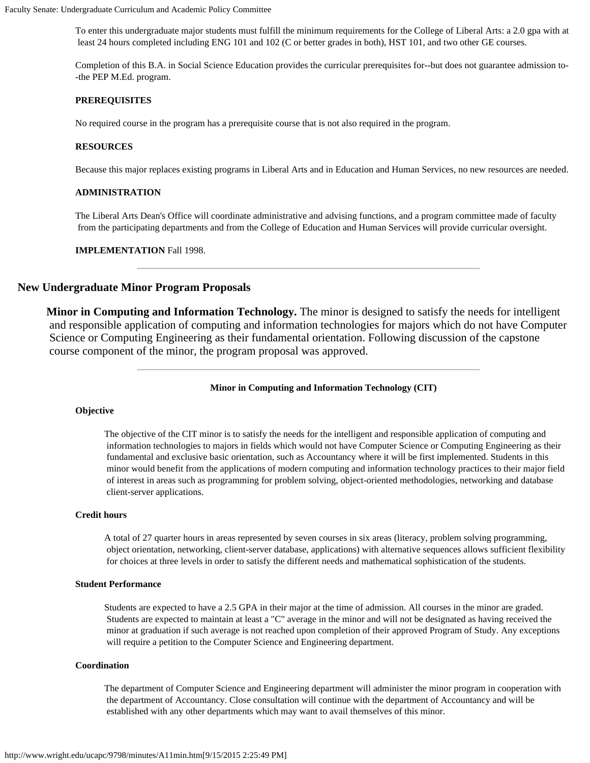To enter this undergraduate major students must fulfill the minimum requirements for the College of Liberal Arts: a 2.0 gpa with at least 24 hours completed including ENG 101 and 102 (C or better grades in both), HST 101, and two other GE courses.

Completion of this B.A. in Social Science Education provides the curricular prerequisites for--but does not guarantee admission to--the PEP M.Ed. program.

**PREREQUISITES**

No required course in the program has a prerequisite course that is not also required in the program.

**RESOURCES**

Because this major replaces existing programs in Liberal Arts and in Education and Human Services, no new resources are needed.

**ADMINISTRATION**

The Liberal Arts Dean's Office will coordinate administrative and advising functions, and a program committee made of faculty from the participating departments and from the College of Education and Human Services will provide curricular oversight.

**IMPLEMENTATION** Fall 1998.

---

## New Undergraduate Minor Program Proposals

**Minor in Computing and Information Technology.** The minor is designed to satisfy the needs for intelligent and responsible application of computing and information technologies for majors which do not have Computer Science or Computing Engineering as their fundamental orientation. Following discussion of the capstone course component of the minor, the program proposal was approved.

---

### Minor in Computing and Information Technology (CIT)

**Objective**

The objective of the CIT minor is to satisfy the needs for the intelligent and responsible application of computing and information technologies to majors in fields which would not have Computer Science or Computing Engineering as their fundamental and exclusive basic orientation, such as Accountancy where it will be first implemented. Students in this minor would benefit from the applications of modern computing and information technology practices to their major field of interest in areas such as programming for problem solving, object-oriented methodologies, networking and database client-server applications.

**Credit hours**

A total of 27 quarter hours in areas represented by seven courses in six areas (literacy, problem solving programming, object orientation, networking, client-server database, applications) with alternative sequences allows sufficient flexibility for choices at three levels in order to satisfy the different needs and mathematical sophistication of the students.

**Student Performance**

Students are expected to have a 2.5 GPA in their major at the time of admission. All courses in the minor are graded. Students are expected to maintain at least a "C" average in the minor and will not be designated as having received the minor at graduation if such average is not reached upon completion of their approved Program of Study. Any exceptions will require a petition to the Computer Science and Engineering department.

**Coordination**

The department of Computer Science and Engineering department will administer the minor program in cooperation with the department of Accountancy. Close consultation will continue with the department of Accountancy and will be established with any other departments which may want to avail themselves of this minor.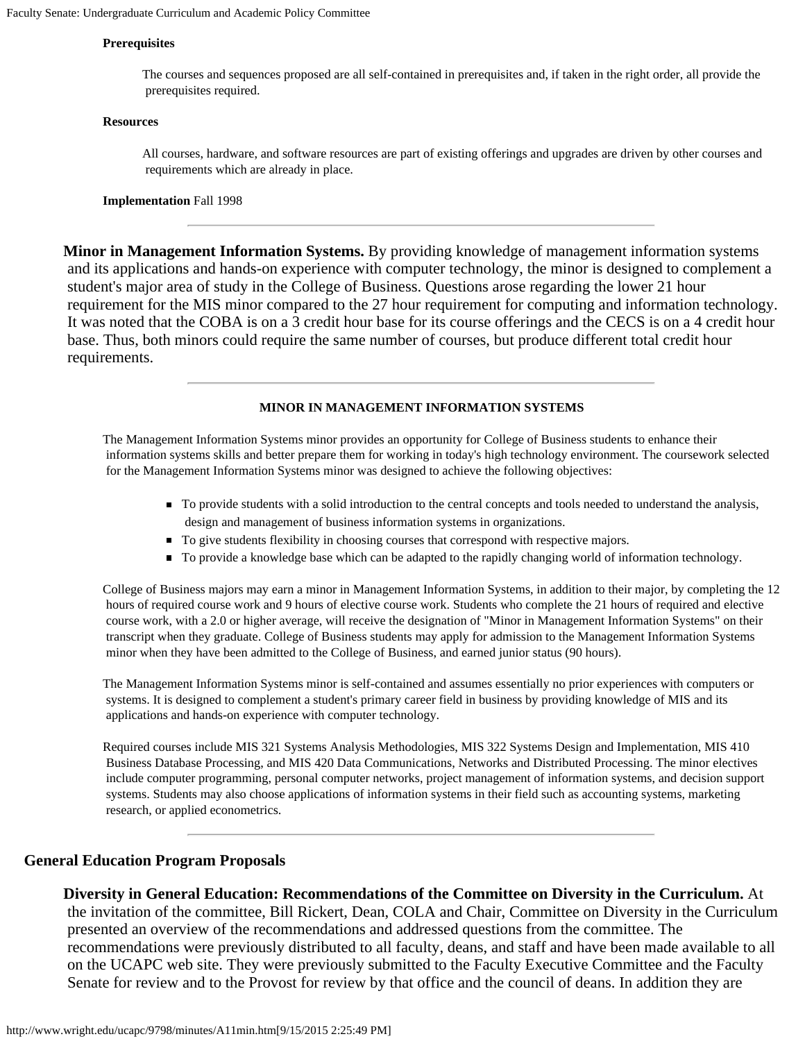**Prerequisites**

The courses and sequences proposed are all self-contained in prerequisites and, if taken in the right order, all provide the prerequisites required.

**Resources**

All courses, hardware, and software resources are part of existing offerings and upgrades are driven by other courses and requirements which are already in place.

**Implementation** Fall 1998

---

**Minor in Management Information Systems.** By providing knowledge of management information systems and its applications and hands-on experience with computer technology, the minor is designed to complement a student's major area of study in the College of Business. Questions arose regarding the lower 21 hour requirement for the MIS minor compared to the 27 hour requirement for computing and information technology. It was noted that the COBA is on a 3 credit hour base for its course offerings and the CECS is on a 4 credit hour base. Thus, both minors could require the same number of courses, but produce different total credit hour requirements.

---

**MINOR IN MANAGEMENT INFORMATION SYSTEMS**

The Management Information Systems minor provides an opportunity for College of Business students to enhance their information systems skills and better prepare them for working in today's high technology environment. The coursework selected for the Management Information Systems minor was designed to achieve the following objectives:

- To provide students with a solid introduction to the central concepts and tools needed to understand the analysis, design and management of business information systems in organizations.
- To give students flexibility in choosing courses that correspond with respective majors.
- To provide a knowledge base which can be adapted to the rapidly changing world of information technology.

College of Business majors may earn a minor in Management Information Systems, in addition to their major, by completing the 12 hours of required course work and 9 hours of elective course work. Students who complete the 21 hours of required and elective course work, with a 2.0 or higher average, will receive the designation of "Minor in Management Information Systems" on their transcript when they graduate. College of Business students may apply for admission to the Management Information Systems minor when they have been admitted to the College of Business, and earned junior status (90 hours).

The Management Information Systems minor is self-contained and assumes essentially no prior experiences with computers or systems. It is designed to complement a student's primary career field in business by providing knowledge of MIS and its applications and hands-on experience with computer technology.

Required courses include MIS 321 Systems Analysis Methodologies, MIS 322 Systems Design and Implementation, MIS 410 Business Database Processing, and MIS 420 Data Communications, Networks and Distributed Processing. The minor electives include computer programming, personal computer networks, project management of information systems, and decision support systems. Students may also choose applications of information systems in their field such as accounting systems, marketing research, or applied econometrics.

---

## General Education Program Proposals

**Diversity in General Education: Recommendations of the Committee on Diversity in the Curriculum.** At the invitation of the committee, Bill Rickert, Dean, COLA and Chair, Committee on Diversity in the Curriculum presented an overview of the recommendations and addressed questions from the committee. The recommendations were previously distributed to all faculty, deans, and staff and have been made available to all on the UCAPC web site. They were previously submitted to the Faculty Executive Committee and the Faculty Senate for review and to the Provost for review by that office and the council of deans. In addition they are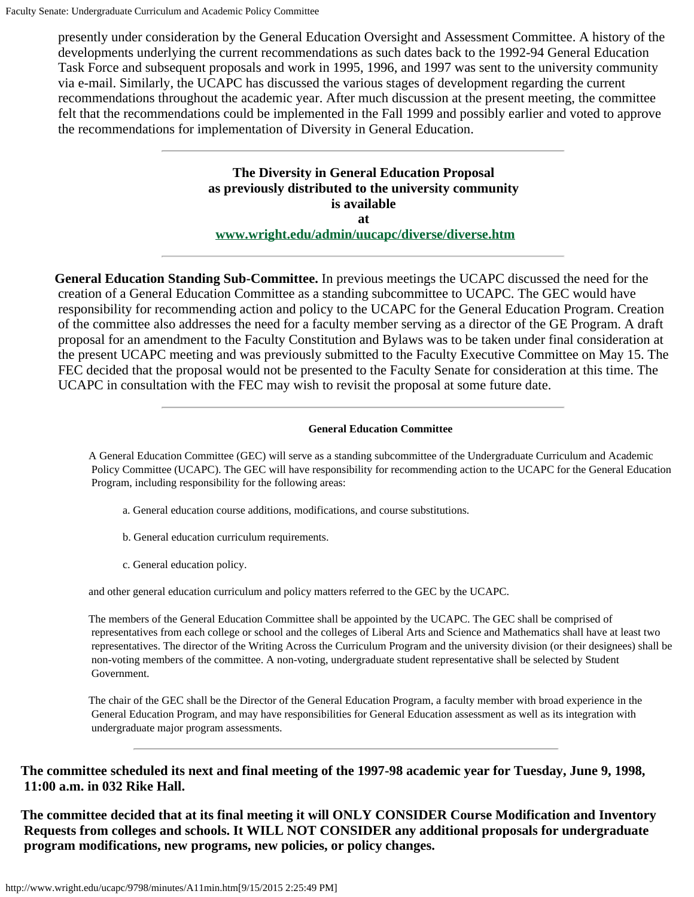presently under consideration by the General Education Oversight and Assessment Committee. A history of the developments underlying the current recommendations as such dates back to the 1992-94 General Education Task Force and subsequent proposals and work in 1995, 1996, and 1997 was sent to the university community via e-mail. Similarly, the UCAPC has discussed the various stages of development regarding the current recommendations throughout the academic year. After much discussion at the present meeting, the committee felt that the recommendations could be implemented in the Fall 1999 and possibly earlier and voted to approve the recommendations for implementation of Diversity in General Education.

---

**The Diversity in General Education Proposal as previously distributed to the university community is available at [www.wright.edu/admin/uucapc/diverse/diverse.htm](www.wright.edu/admin/uucapc/diverse/diverse.htm)**

---

**General Education Standing Sub-Committee.** In previous meetings the UCAPC discussed the need for the creation of a General Education Committee as a standing subcommittee to UCAPC. The GEC would have responsibility for recommending action and policy to the UCAPC for the General Education Program. Creation of the committee also addresses the need for a faculty member serving as a director of the GE Program. A draft proposal for an amendment to the Faculty Constitution and Bylaws was to be taken under final consideration at the present UCAPC meeting and was previously submitted to the Faculty Executive Committee on May 15. The FEC decided that the proposal would not be presented to the Faculty Senate for consideration at this time. The UCAPC in consultation with the FEC may wish to revisit the proposal at some future date.

---

**General Education Committee**

A General Education Committee (GEC) will serve as a standing subcommittee of the Undergraduate Curriculum and Academic Policy Committee (UCAPC). The GEC will have responsibility for recommending action to the UCAPC for the General Education Program, including responsibility for the following areas:

a. General education course additions, modifications, and course substitutions.

b. General education curriculum requirements.

c. General education policy.

and other general education curriculum and policy matters referred to the GEC by the UCAPC.

The members of the General Education Committee shall be appointed by the UCAPC. The GEC shall be comprised of representatives from each college or school and the colleges of Liberal Arts and Science and Mathematics shall have at least two representatives. The director of the Writing Across the Curriculum Program and the university division (or their designees) shall be non-voting members of the committee. A non-voting, undergraduate student representative shall be selected by Student Government.

The chair of the GEC shall be the Director of the General Education Program, a faculty member with broad experience in the General Education Program, and may have responsibilities for General Education assessment as well as its integration with undergraduate major program assessments.

---

**The committee scheduled its next and final meeting of the 1997-98 academic year for Tuesday, June 9, 1998, 11:00 a.m. in 032 Rike Hall.**

**The committee decided that at its final meeting it will ONLY CONSIDER Course Modification and Inventory Requests from colleges and schools. It WILL NOT CONSIDER any additional proposals for undergraduate program modifications, new programs, new policies, or policy changes.**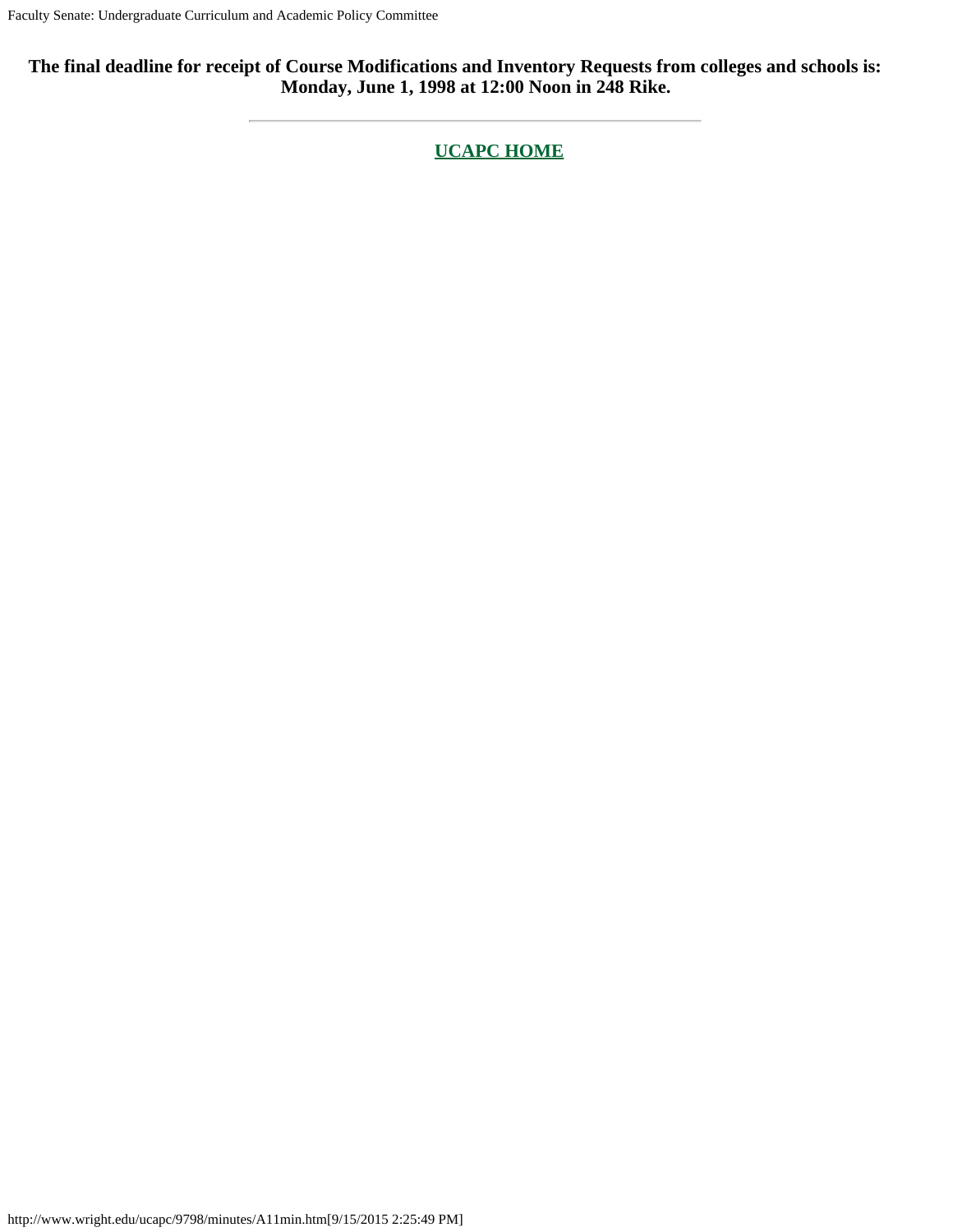**The final deadline for receipt of Course Modifications and Inventory Requests from colleges and schools is: Monday, June 1, 1998 at 12:00 Noon in 248 Rike.**

---

**UCAPC HOME**